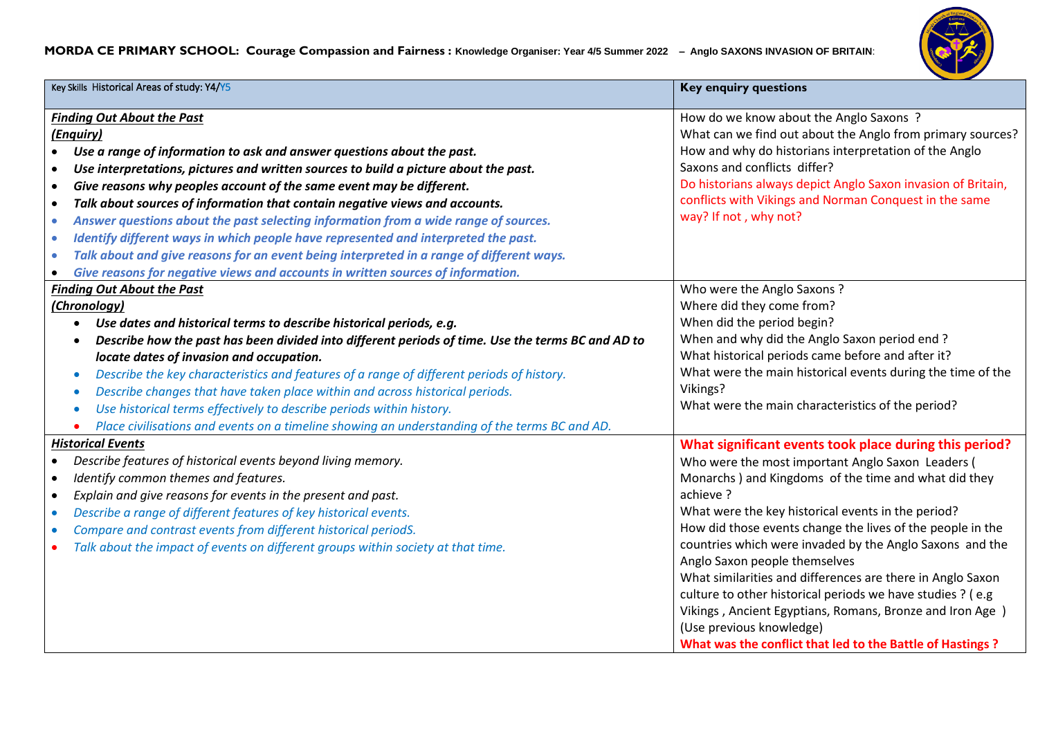**MORDA CE PRIMARY SCHOOL: Courage Compassion and Fairness : Knowledge Organiser: Year 4/5 Summer 2022 – Anglo SAXONS INVASION OF BRITAIN**:

| Key Skills Historical Areas of study: Y4/Y5 | Key enquiry questions |
|---|---|
| ***Finding Out About the Past***<br>***(Enquiry)***<br>• ***Use a range of information to ask and answer questions about the past.***<br>• ***Use interpretations, pictures and written sources to build a picture about the past.***<br>• ***Give reasons why peoples account of the same event may be different.***<br>• ***Talk about sources of information that contain negative views and accounts.***<br>• ***Answer questions about the past selecting information from a wide range of sources.***<br>• ***Identify different ways in which people have represented and interpreted the past.***<br>• ***Talk about and give reasons for an event being interpreted in a range of different ways.***<br>• ***Give reasons for negative views and accounts in written sources of information.*** | How do we know about the Anglo Saxons ?<br>What can we find out about the Anglo from primary sources?<br>How and why do historians interpretation of the Anglo Saxons and conflicts differ?<br>Do historians always depict Anglo Saxon invasion of Britain, conflicts with Vikings and Norman Conquest in the same way? If not , why not? |
| ***Finding Out About the Past***<br>***(Chronology)***<br>• ***Use dates and historical terms to describe historical periods, e.g.***<br>• ***Describe how the past has been divided into different periods of time. Use the terms BC and AD to locate dates of invasion and occupation.***<br>• *Describe the key characteristics and features of a range of different periods of history.*<br>• *Describe changes that have taken place within and across historical periods.*<br>• *Use historical terms effectively to describe periods within history.*<br>• *Place civilisations and events on a timeline showing an understanding of the terms BC and AD.* | Who were the Anglo Saxons ?<br>Where did they come from?<br>When did the period begin?<br>When and why did the Anglo Saxon period end ?<br>What historical periods came before and after it?<br>What were the main historical events during the time of the Vikings?<br>What were the main characteristics of the period? |
| ***Historical Events***<br>• *Describe features of historical events beyond living memory.*<br>• *Identify common themes and features.*<br>• *Explain and give reasons for events in the present and past.*<br>• *Describe a range of different features of key historical events.*<br>• *Compare and contrast events from different historical periodS.*<br>• *Talk about the impact of events on different groups within society at that time.* | **What significant events took place during this period?**<br>Who were the most important Anglo Saxon Leaders ( Monarchs ) and Kingdoms of the time and what did they achieve ?<br>What were the key historical events in the period?<br>How did those events change the lives of the people in the countries which were invaded by the Anglo Saxons and the Anglo Saxon people themselves<br>What similarities and differences are there in Anglo Saxon culture to other historical periods we have studies ? ( e.g Vikings , Ancient Egyptians, Romans, Bronze and Iron Age )<br>(Use previous knowledge)<br>**What was the conflict that led to the Battle of Hastings ?** |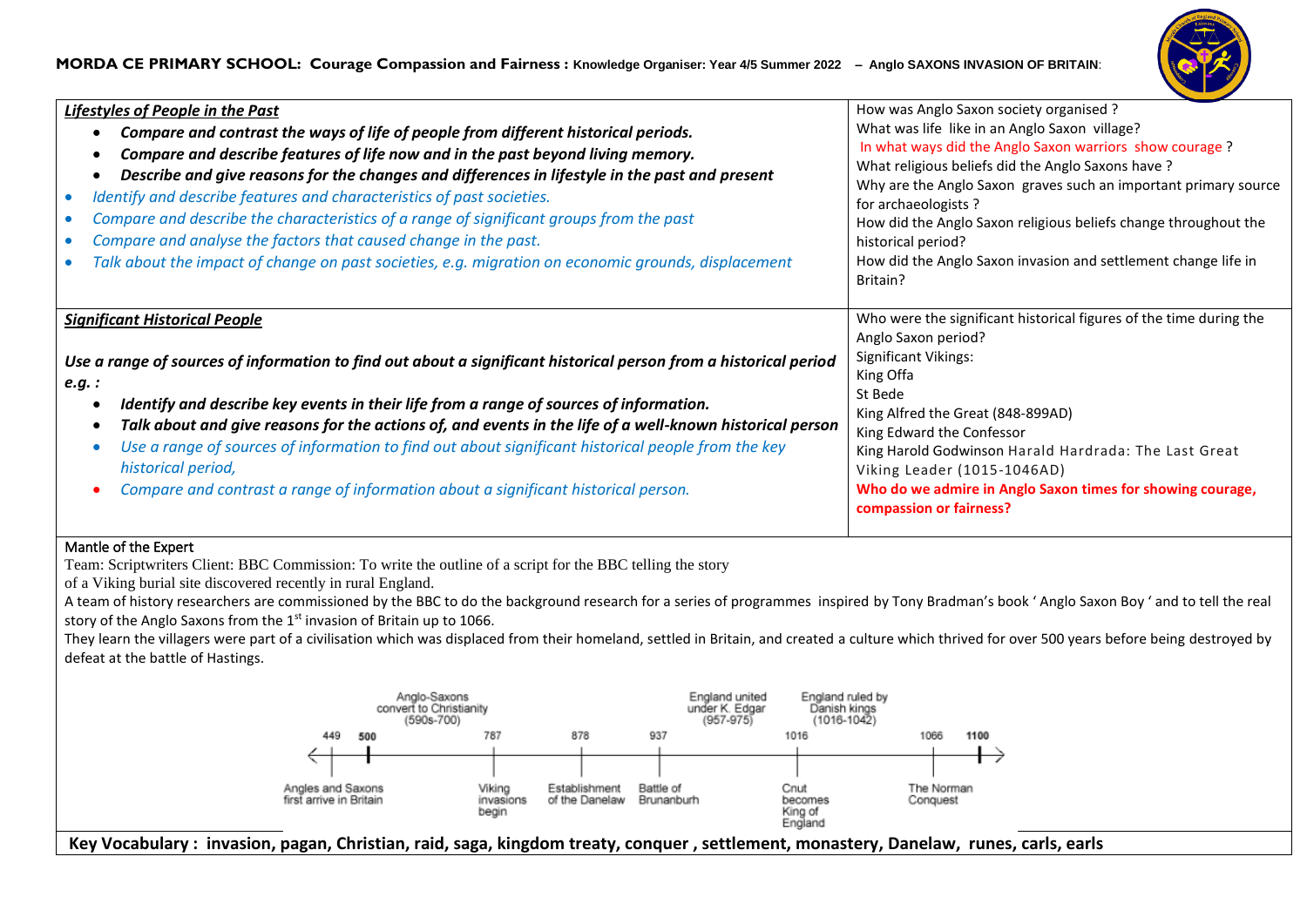**MORDA CE PRIMARY SCHOOL: Courage Compassion and Fairness : Knowledge Organiser: Year 4/5 Summer 2022 – Anglo SAXONS INVASION OF BRITAIN**:

| | |
|---|---|
| ***Lifestyles of People in the Past***<br>• ***Compare and contrast the ways of life of people from different historical periods.***<br>• ***Compare and describe features of life now and in the past beyond living memory.***<br>• ***Describe and give reasons for the changes and differences in lifestyle in the past and present***<br>• *Identify and describe features and characteristics of past societies.*<br>• *Compare and describe the characteristics of a range of significant groups from the past*<br>• *Compare and analyse the factors that caused change in the past.*<br>• *Talk about the impact of change on past societies, e.g. migration on economic grounds, displacement* | How was Anglo Saxon society organised ?<br>What was life like in an Anglo Saxon village?<br>In what ways did the Anglo Saxon warriors show courage ?<br>What religious beliefs did the Anglo Saxons have ?<br>Why are the Anglo Saxon graves such an important primary source for archaeologists ?<br>How did the Anglo Saxon religious beliefs change throughout the historical period?<br>How did the Anglo Saxon invasion and settlement change life in Britain? |
| ***Significant Historical People***<br><br>***Use a range of sources of information to find out about a significant historical person from a historical period e.g. :***<br>• ***Identify and describe key events in their life from a range of sources of information.***<br>• ***Talk about and give reasons for the actions of, and events in the life of a well-known historical person***<br>• *Use a range of sources of information to find out about significant historical people from the key historical period,*<br>• *Compare and contrast a range of information about a significant historical person.* | Who were the significant historical figures of the time during the Anglo Saxon period?<br>Significant Vikings:<br>King Offa<br>St Bede<br>King Alfred the Great (848-899AD)<br>King Edward the Confessor<br>King Harold Godwinson Harald Hardrada: The Last Great Viking Leader (1015-1046AD)<br>**Who do we admire in Anglo Saxon times for showing courage, compassion or fairness?** |

Mantle of the Expert

Team: Scriptwriters Client: BBC Commission: To write the outline of a script for the BBC telling the story of a Viking burial site discovered recently in rural England.

A team of history researchers are commissioned by the BBC to do the background research for a series of programmes inspired by Tony Bradman's book ' Anglo Saxon Boy ' and to tell the real story of the Anglo Saxons from the 1st invasion of Britain up to 1066.

They learn the villagers were part of a civilisation which was displaced from their homeland, settled in Britain, and created a culture which thrived for over 500 years before being destroyed by defeat at the battle of Hastings.

Timeline:
- 449 – Angles and Saxons first arrive in Britain
- 500
- Anglo-Saxons convert to Christianity (590s-700)
- 787 – Viking invasions begin
- 878 – Establishment of the Danelaw
- 937 – Battle of Brunanburh
- England united under K. Edgar (957-975)
- 1016 – Cnut becomes King of England
- England ruled by Danish kings (1016-1042)
- 1066 – The Norman Conquest
- 1100

**Key Vocabulary : invasion, pagan, Christian, raid, saga, kingdom treaty, conquer , settlement, monastery, Danelaw, runes, carls, earls**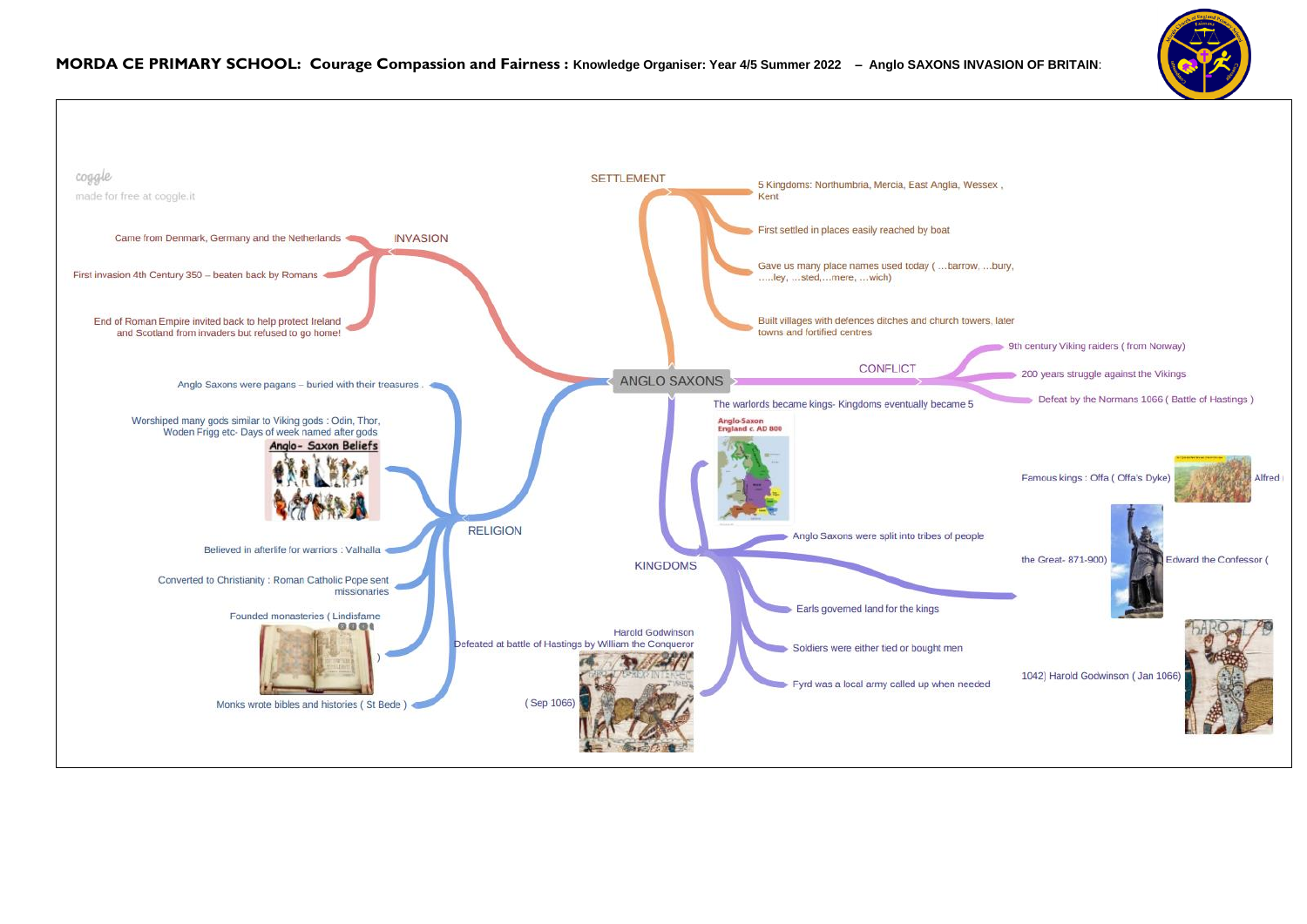**MORDA CE PRIMARY SCHOOL: Courage Compassion and Fairness : Knowledge Organiser: Year 4/5 Summer 2022 – Anglo SAXONS INVASION OF BRITAIN**:

coggle
made for free at coggle.it

# ANGLO SAXONS

## INVASION

- Came from Denmark, Germany and the Netherlands
- First invasion 4th Century 350 – beaten back by Romans
- End of Roman Empire invited back to help protect Ireland and Scotland from invaders but refused to go home!

## SETTLEMENT

- 5 Kingdoms: Northumbria, Mercia, East Anglia, Wessex , Kent
- First settled in places easily reached by boat
- Gave us many place names used today ( ...barrow, ...bury, .....ley, ...sted,...mere, ...wich)
- Built villages with defences ditches and church towers, later towns and fortified centres

## CONFLICT

- 9th century Viking raiders ( from Norway)
- 200 years struggle against the Vikings
- Defeat by the Normans 1066 ( Battle of Hastings )

## RELIGION

- Anglo Saxons were pagans – buried with their treasures .
- Worshiped many gods similar to Viking gods : Odin, Thor, Woden Frigg etc- Days of week named after gods
- Anglo- Saxon Beliefs
- Believed in afterlife for warriors : Valhalla
- Converted to Christianity : Roman Catholic Pope sent missionaries
- Founded monasteries ( Lindisfarne )
- Monks wrote bibles and histories ( St Bede )

## KINGDOMS

- The warlords became kings- Kingdoms eventually became 5
- Anglo-Saxon England c. AD 800
- Anglo Saxons were split into tribes of people
- Famous kings : Offa ( Offa's Dyke) Alfred the Great- 871-900) Edward the Confessor ( 1042) Harold Godwinson ( Jan 1066)
- Earls governed land for the kings
- Soldiers were either tied or bought men
- Fyrd was a local army called up when needed
- Harold Godwinson Defeated at battle of Hastings by William the Conqueror ( Sep 1066)